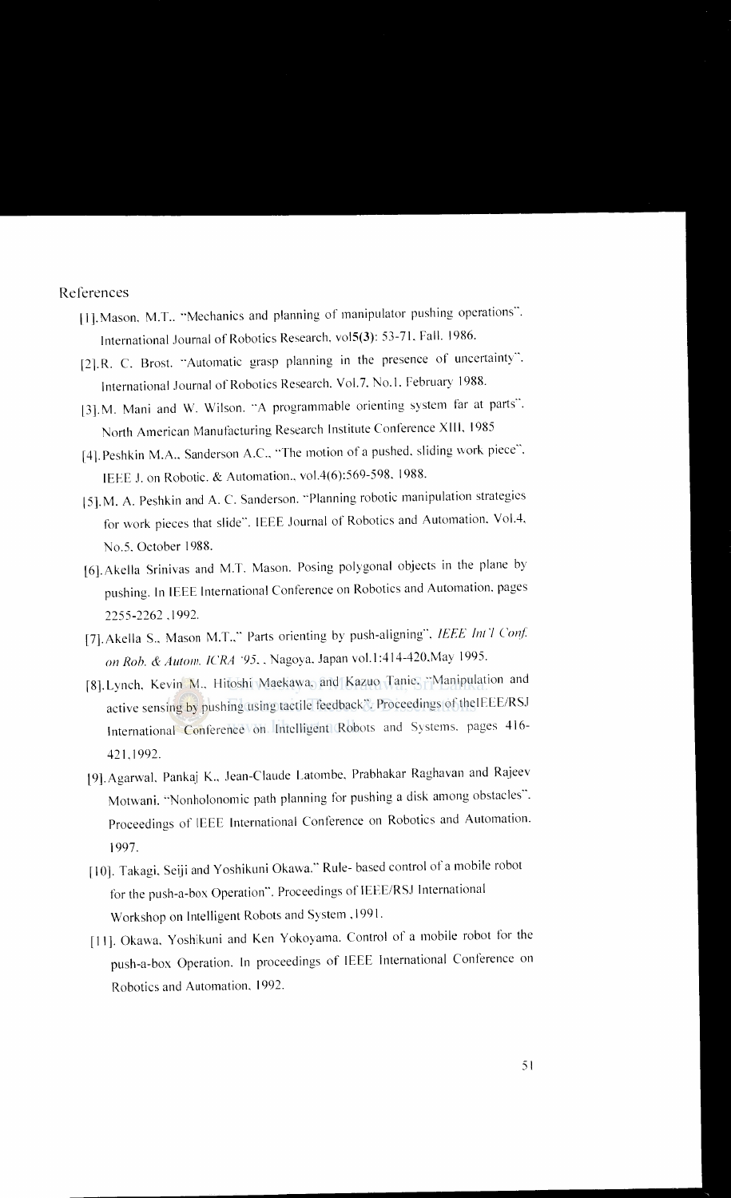References

[1]. Mason, M.T., "Mechanics and planning of manipulator pushing operations". International Journal of Robotics Research, vol**5(3)**: 53-71, Fall. 1986.

[2]. R. C. Brost. "Automatic grasp planning in the presence of uncertainty", International Journal of Robotics Research. Vol.7, No.1. February 1988.

[3]. M. Mani and W. Wilson. "A programmable orienting system far at parts". North American Manufacturing Research Institute Conference XIII, 1985

[4]. Peshkin M.A., Sanderson A.C., "The motion of a pushed, sliding work piece", IEEE J. on Robotic. & Automation., vol.4(6):569-598, 1988.

[5]. M. A. Peshkin and A. C. Sanderson. "Planning robotic manipulation strategies for work pieces that slide". IEEE Journal of Robotics and Automation, Vol.4, No.5, October 1988.

[6]. Akella Srinivas and M.T. Mason. Posing polygonal objects in the plane by pushing. In IEEE International Conference on Robotics and Automation, pages 2255-2262 ,1992.

[7]. Akella S., Mason M.T.," Parts orienting by push-aligning", *IEEE Int'l Conf. on Rob. & Autom. ICRA '95*, . Nagoya, Japan vol.1:414-420,May 1995.

[8]. Lynch, Kevin M., Hitoshi Maekawa, and Kazuo Tanie, "Manipulation and active sensing by pushing using tactile feedback". Proceedings of theIEEE/RSJ International Conference on Intelligent Robots and Systems, pages 416-421,1992.

[9]. Agarwal, Pankaj K., Jean-Claude Latombe, Prabhakar Raghavan and Rajeev Motwani, "Nonholonomic path planning for pushing a disk among obstacles". Proceedings of IEEE International Conference on Robotics and Automation. 1997.

[10]. Takagi, Seiji and Yoshikuni Okawa." Rule- based control of a mobile robot for the push-a-box Operation". Proceedings of IEEE/RSJ International Workshop on Intelligent Robots and System ,1991.

[11]. Okawa, Yoshikuni and Ken Yokoyama. Control of a mobile robot for the push-a-box Operation. In proceedings of IEEE International Conference on Robotics and Automation, 1992.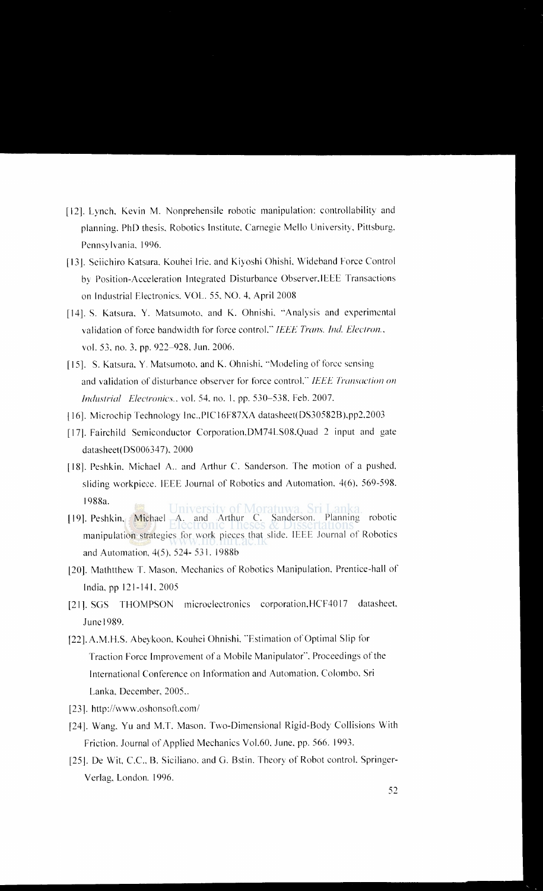[12]. Lynch, Kevin M. Nonprehensile robotic manipulation: controllability and planning. PhD thesis. Robotics Institute. Carnegie Mello University, Pittsburg, Pennsylvania, 1996.

[13]. Seiichiro Katsura, Kouhei Irie, and Kiyoshi Ohishi, Wideband Force Control by Position-Acceleration Integrated Disturbance Observer,IEEE Transactions on Industrial Electronics, VOL. 55, NO. 4, April 2008

[14]. S. Katsura, Y. Matsumoto, and K. Ohnishi, "Analysis and experimental validation of force bandwidth for force control," *IEEE Trans. Ind. Electron.*, vol. 53, no. 3, pp. 922–928, Jun. 2006.

[15]. S. Katsura, Y. Matsumoto, and K. Ohnishi, "Modeling of force sensing and validation of disturbance observer for force control," *IEEE Transaction on Industrial Electronics*, vol. 54, no. 1, pp. 530–538, Feb. 2007.

[16]. Microchip Technology Inc.,PIC16F87XA datasheet(DS30582B),pp2,2003

[17]. Fairchild Semiconductor Corporation,DM74LS08,Quad 2 input and gate datasheet(DS006347), 2000

[18]. Peshkin, Michael A., and Arthur C. Sanderson. The motion of a pushed, sliding workpiece. IEEE Journal of Robotics and Automation, 4(6), 569-598. 1988a.

[19]. Peshkin, Michael A. and Arthur C. Sanderson. Planning robotic manipulation strategies for work pieces that slide. IEEE Journal of Robotics and Automation, 4(5), 524- 531. 1988b

[20]. Maththew T. Mason, Mechanics of Robotics Manipulation, Prentice-hall of India, pp 121-141, 2005

[21]. SGS THOMPSON microelectronics corporation,HCF4017 datasheet, June1989.

[22]. A.M.H.S. Abeykoon, Kouhei Ohnishi, "Estimation of Optimal Slip for Traction Force Improvement of a Mobile Manipulator", Proceedings of the International Conference on Information and Automation, Colombo, Sri Lanka, December, 2005..

[23]. http://www.oshonsoft.com/

[24]. Wang, Yu and M.T. Mason. Two-Dimensional Rigid-Body Collisions With Friction. Journal of Applied Mechanics Vol.60, June, pp. 566. 1993.

[25]. De Wit, C.C., B. Siciliano, and G. Bstin. Theory of Robot control. Springer-Verlag, London. 1996.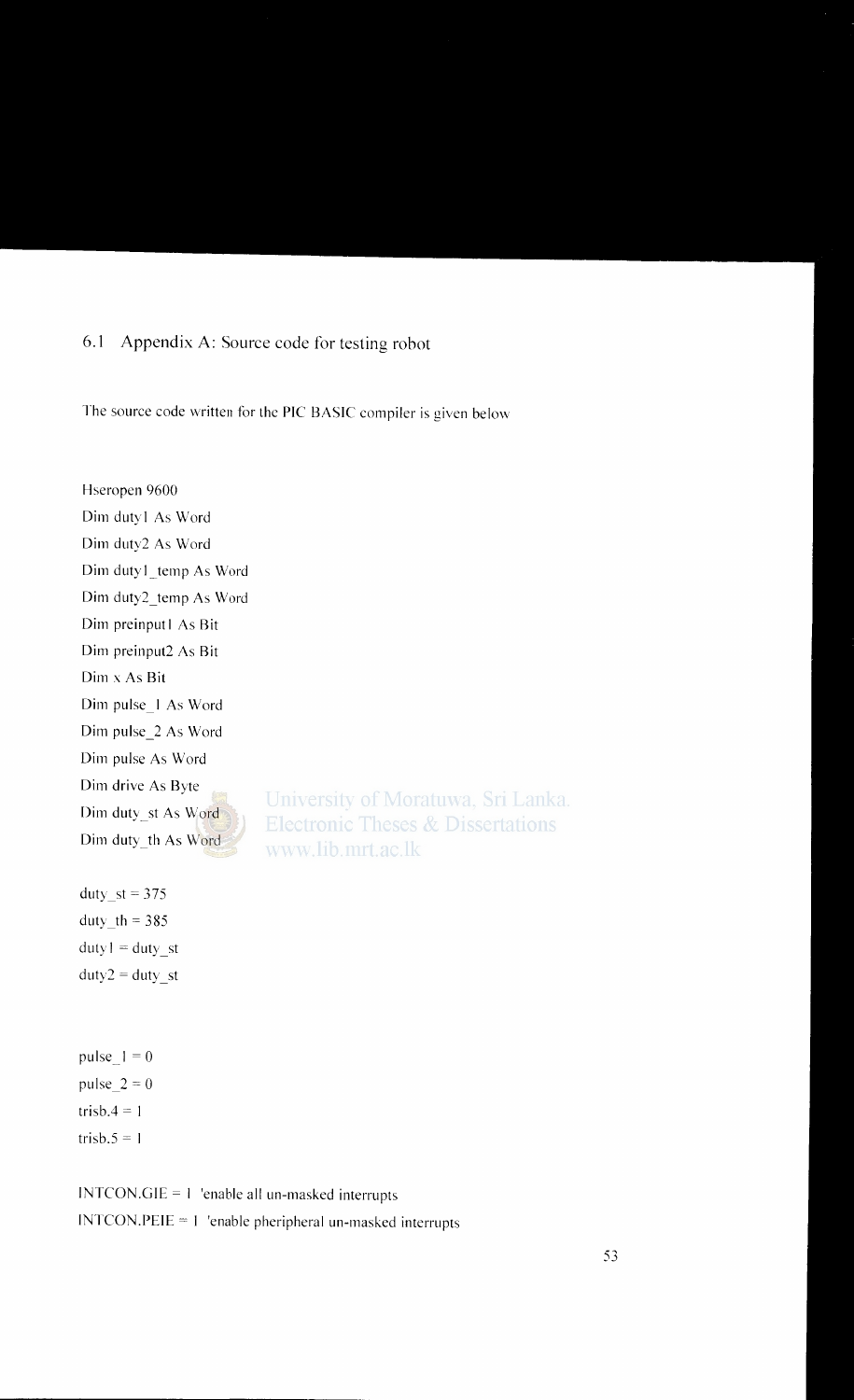## 6.1 Appendix A: Source code for testing robot

The source code written for the PIC BASIC compiler is given below

```
Hseropen 9600
Dim duty1 As Word
Dim duty2 As Word
Dim duty1_temp As Word
Dim duty2_temp As Word
Dim preinput1 As Bit
Dim preinput2 As Bit
Dim x As Bit
Dim pulse_1 As Word
Dim pulse_2 As Word
Dim pulse As Word
Dim drive As Byte
Dim duty_st As Word
Dim duty_th As Word

duty_st = 375
duty_th = 385
duty1 = duty_st
duty2 = duty_st


pulse_1 = 0
pulse_2 = 0
trisb.4 = 1
trisb.5 = 1

INTCON.GIE = 1 'enable all un-masked interrupts
INTCON.PEIE = 1 'enable pheripheral un-masked interrupts
```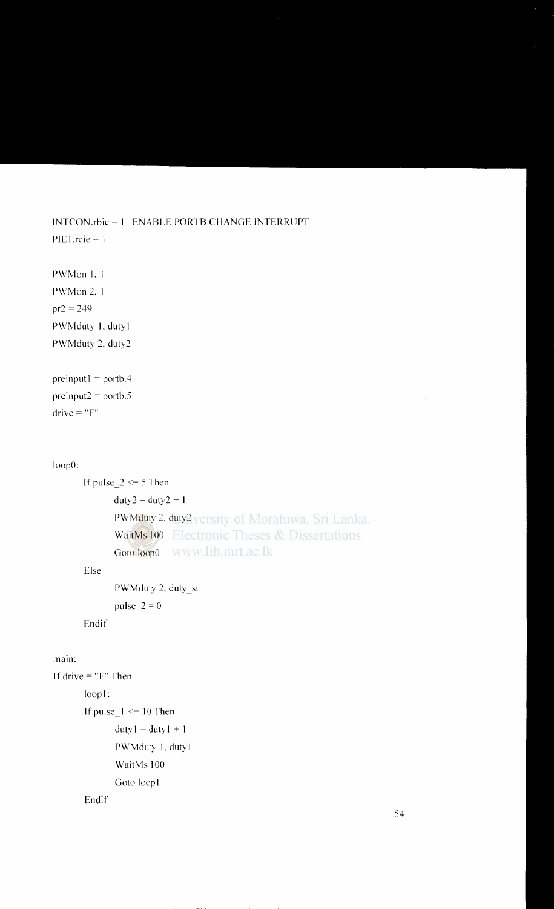```
INTCON.rbie = 1 'ENABLE PORTB CHANGE INTERRUPT
PIE1.rcie = 1

PWMon 1, 1
PWMon 2, 1
pr2 = 249
PWMduty 1, duty1
PWMduty 2, duty2

preinput1 = portb.4
preinput2 = portb.5
drive = "F"


loop0:
        If pulse_2 <= 5 Then
                duty2 = duty2 + 1
                PWMduty 2, duty2
                WaitMs 100
                Goto loop0
        Else
                PWMduty 2, duty_st
                pulse_2 = 0
        Endif

main:
If drive = "F" Then
        loop1:
        If pulse_1 <= 10 Then
                duty1 = duty1 + 1
                PWMduty 1, duty1
                WaitMs 100
                Goto loop1
        Endif
```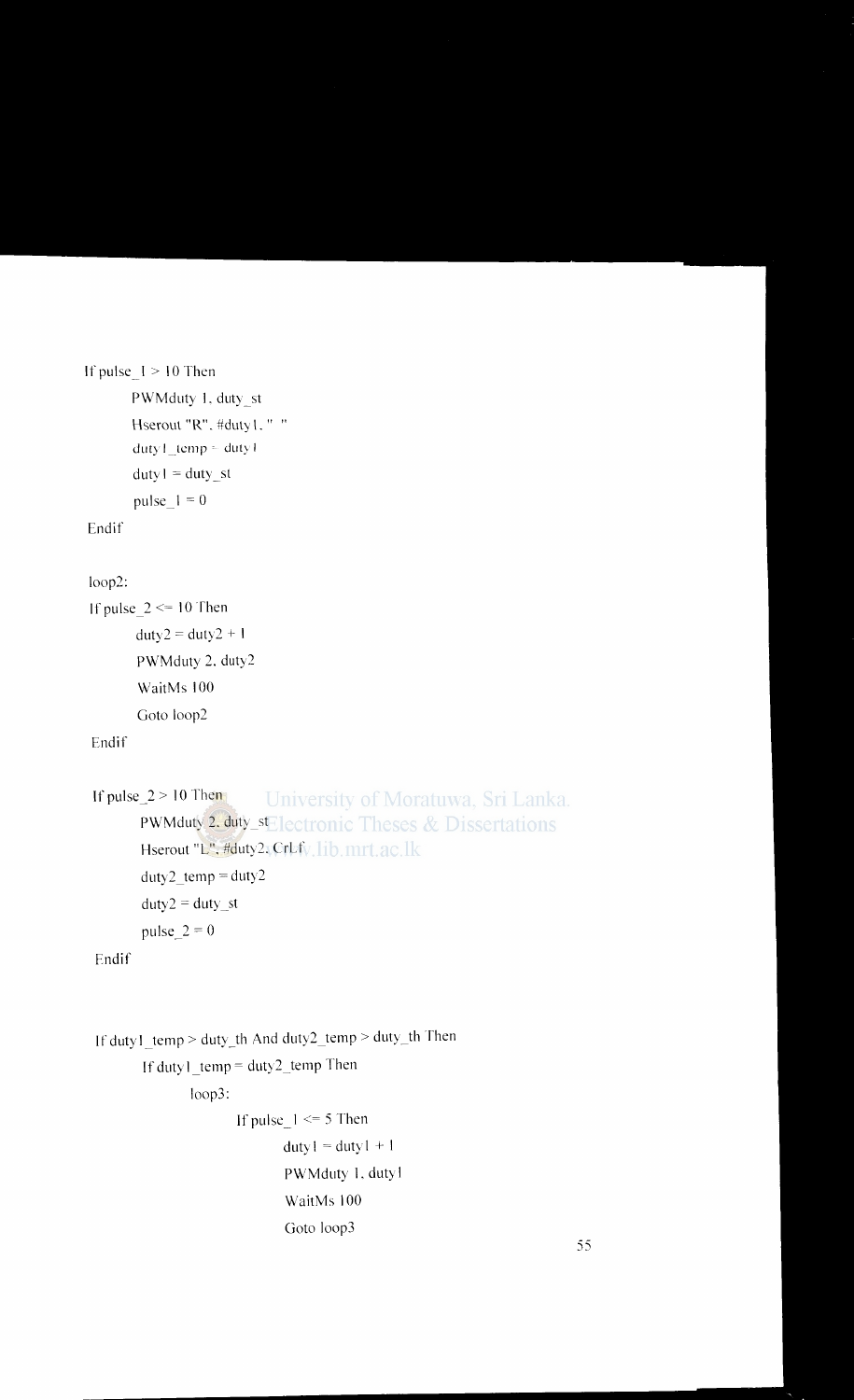```
If pulse_1 > 10 Then
        PWMduty 1, duty_st
        Hserout "R", #duty1, "  "
        duty1_temp = duty1
        duty1 = duty_st
        pulse_1 = 0
Endif

loop2:
If pulse_2 <= 10 Then
        duty2 = duty2 + 1
        PWMduty 2, duty2
        WaitMs 100
        Goto loop2
Endif

If pulse_2 > 10 Then
        PWMduty 2, duty_st
        Hserout "L", #duty2, CrLf
        duty2_temp = duty2
        duty2 = duty_st
        pulse_2 = 0
Endif


If duty1_temp > duty_th And duty2_temp > duty_th Then
        If duty1_temp = duty2_temp Then
                loop3:
                        If pulse_1 <= 5 Then
                                duty1 = duty1 + 1
                                PWMduty 1, duty1
                                WaitMs 100
                                Goto loop3
```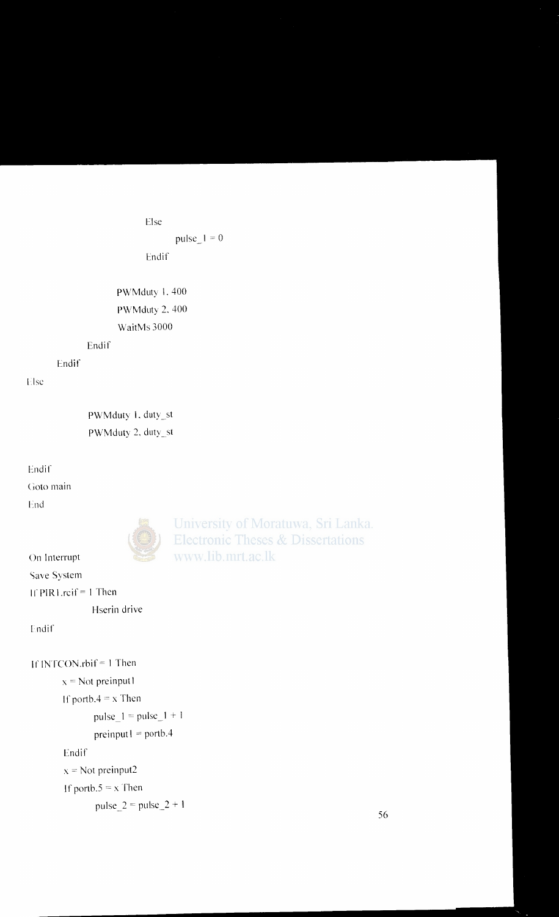```
                        Else
                                pulse_1 = 0
                        Endif

                PWMduty 1, 400
                PWMduty 2, 400
                WaitMs 3000
            Endif
    Endif
Else

            PWMduty 1, duty_st
            PWMduty 2, duty_st

Endif
Goto main
End


On Interrupt
Save System
If PIR1.rcif = 1 Then
            Hserin drive
Endif

If INTCON.rbif = 1 Then
    x = Not preinput1
    If portb.4 = x Then
            pulse_1 = pulse_1 + 1
            preinput1 = portb.4
    Endif
    x = Not preinput2
    If portb.5 = x Then
            pulse_2 = pulse_2 + 1
```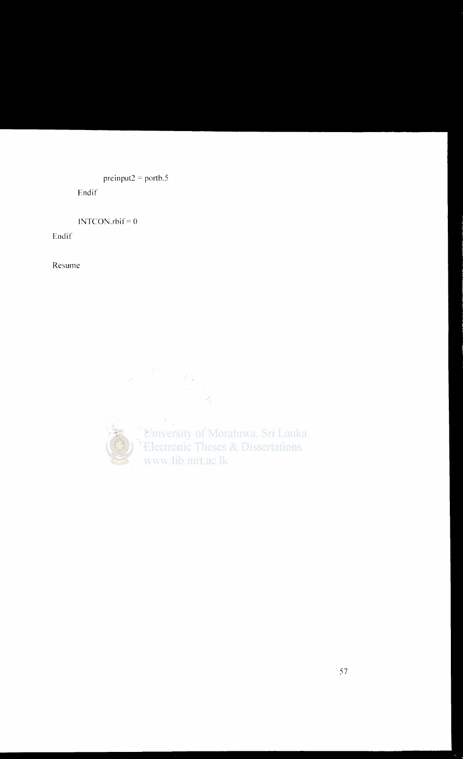```
            preinput2 = portb.5
        Endif

        INTCON.rbif = 0
Endif

Resume
```